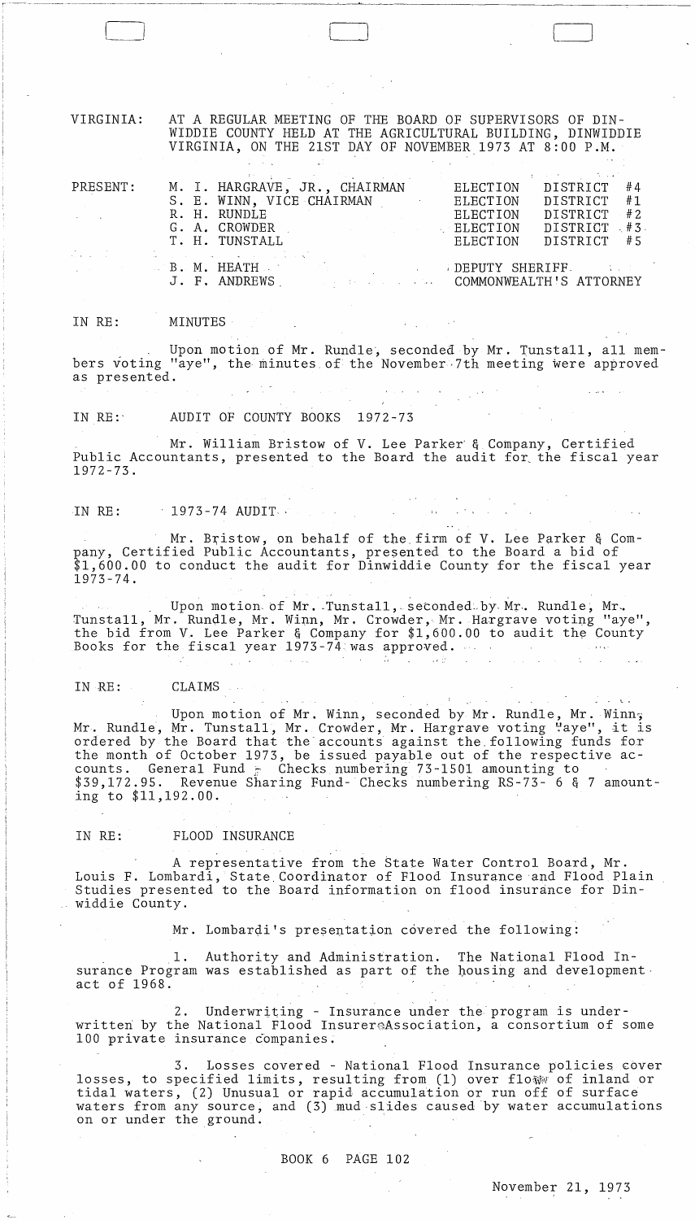VIRGINIA: AT A REGULAR MEETING OF THE BOARD OF SUPERVISORS OF DINWIDDIE COUNTY HELD AT THE AGRICULTURAL BUILDING, DINWIDDIE VIRGINIA, ON THE 21ST DAY OF NOVEMBER 1973 AT 8:00 P.M.

| PRESENT: | | |
|---|---|---|
| | M. I. HARGRAVE, JR., CHAIRMAN | ELECTION DISTRICT #4 |
| | S. E. WINN, VICE CHAIRMAN | ELECTION DISTRICT #1 |
| | R. H. RUNDLE | ELECTION DISTRICT #2 |
| | G. A. CROWDER | ELECTION DISTRICT #3 |
| | T. H. TUNSTALL | ELECTION DISTRICT #5 |
| | B. M. HEATH | DEPUTY SHERIFF |
| | J. F. ANDREWS | COMMONWEALTH'S ATTORNEY |

IN RE: MINUTES

Upon motion of Mr. Rundle, seconded by Mr. Tunstall, all members voting "aye", the minutes of the November 7th meeting were approved as presented.

IN RE: AUDIT OF COUNTY BOOKS 1972-73

Mr. William Bristow of V. Lee Parker & Company, Certified Public Accountants, presented to the Board the audit for the fiscal year 1972-73.

IN RE: 1973-74 AUDIT

Mr. Bristow, on behalf of the firm of V. Lee Parker & Company, Certified Public Accountants, presented to the Board a bid of $1,600.00 to conduct the audit for Dinwiddie County for the fiscal year 1973-74.

Upon motion of Mr. Tunstall, seconded by Mr. Rundle, Mr. Tunstall, Mr. Rundle, Mr. Winn, Mr. Crowder, Mr. Hargrave voting "aye", the bid from V. Lee Parker & Company for $1,600.00 to audit the County Books for the fiscal year 1973-74 was approved.

IN RE: CLAIMS

Upon motion of Mr. Winn, seconded by Mr. Rundle, Mr. Winn, Mr. Rundle, Mr. Tunstall, Mr. Crowder, Mr. Hargrave voting "aye", it is ordered by the Board that the accounts against the following funds for the month of October 1973, be issued payable out of the respective accounts. General Fund - Checks numbering 73-1501 amounting to $39,172.95. Revenue Sharing Fund- Checks numbering RS-73- 6 & 7 amounting to $11,192.00.

IN RE: FLOOD INSURANCE

A representative from the State Water Control Board, Mr. Louis F. Lombardi, State Coordinator of Flood Insurance and Flood Plain Studies presented to the Board information on flood insurance for Dinwiddie County.

Mr. Lombardi's presentation covered the following:

1. Authority and Administration. The National Flood Insurance Program was established as part of the housing and development act of 1968.

2. Underwriting - Insurance under the program is underwritten by the National Flood Insurers Association, a consortium of some 100 private insurance companies.

3. Losses covered - National Flood Insurance policies cover losses, to specified limits, resulting from (1) over flow of inland or tidal waters, (2) Unusual or rapid accumulation or run off of surface waters from any source, and (3) mud slides caused by water accumulations on or under the ground.

BOOK 6 PAGE 102

November 21, 1973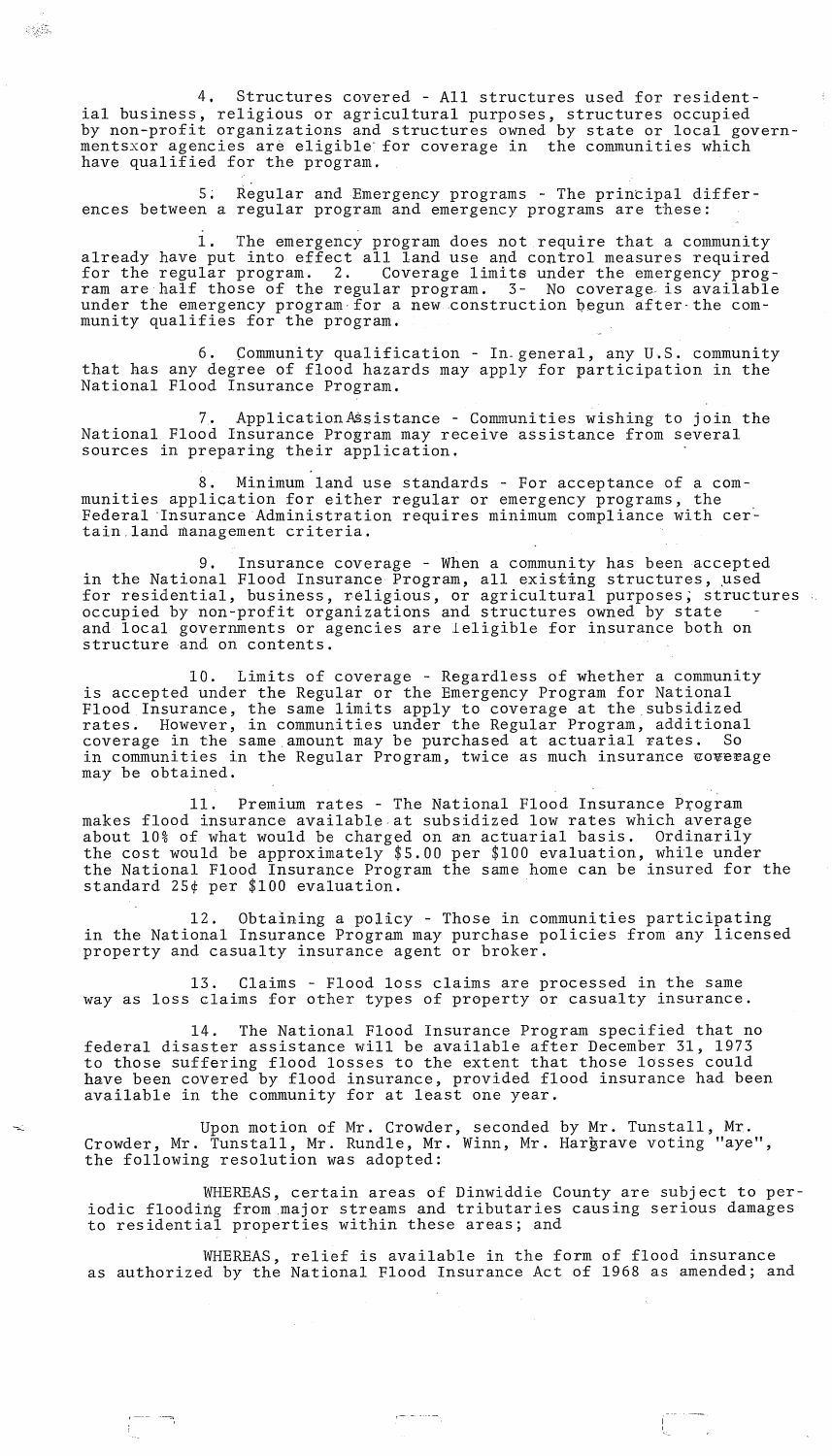4. Structures covered - All structures used for residential business, religious or agricultural purposes, structures occupied by non-profit organizations and structures owned by state or local governmentsxor agencies are eligible for coverage in the communities which have qualified for the program.

5. Regular and Emergency programs - The principal differences between a regular program and emergency programs are these:

1. The emergency program does not require that a community already have put into effect all land use and control measures required for the regular program. 2. Coverage limits under the emergency program are half those of the regular program. 3- No coverage is available under the emergency program for a new construction begun after the community qualifies for the program.

6. Community qualification - In general, any U.S. community that has any degree of flood hazards may apply for participation in the National Flood Insurance Program.

7. Application Assistance - Communities wishing to join the National Flood Insurance Program may receive assistance from several sources in preparing their application.

8. Minimum land use standards - For acceptance of a communities application for either regular or emergency programs, the Federal Insurance Administration requires minimum compliance with certain land management criteria.

9. Insurance coverage - When a community has been accepted in the National Flood Insurance Program, all existing structures, used for residential, business, religious, or agricultural purposes; structures occupied by non-profit organizations and structures owned by state and local governments or agencies are leligible for insurance both on structure and on contents.

10. Limits of coverage - Regardless of whether a community is accepted under the Regular or the Emergency Program for National Flood Insurance, the same limits apply to coverage at the subsidized rates. However, in communities under the Regular Program, additional coverage in the same amount may be purchased at actuarial rates. So in communities in the Regular Program, twice as much insurance coverage may be obtained.

11. Premium rates - The National Flood Insurance Program makes flood insurance available at subsidized low rates which average about 10% of what would be charged on an actuarial basis. Ordinarily the cost would be approximately $5.00 per $100 evaluation, while under the National Flood Insurance Program the same home can be insured for the standard 25¢ per $100 evaluation.

12. Obtaining a policy - Those in communities participating in the National Insurance Program may purchase policies from any licensed property and casualty insurance agent or broker.

13. Claims - Flood loss claims are processed in the same way as loss claims for other types of property or casualty insurance.

14. The National Flood Insurance Program specified that no federal disaster assistance will be available after December 31, 1973 to those suffering flood losses to the extent that those losses could have been covered by flood insurance, provided flood insurance had been available in the community for at least one year.

Upon motion of Mr. Crowder, seconded by Mr. Tunstall, Mr. Crowder, Mr. Tunstall, Mr. Rundle, Mr. Winn, Mr. Hargrave voting "aye", the following resolution was adopted:

WHEREAS, certain areas of Dinwiddie County are subject to periodic flooding from major streams and tributaries causing serious damages to residential properties within these areas; and

WHEREAS, relief is available in the form of flood insurance as authorized by the National Flood Insurance Act of 1968 as amended; and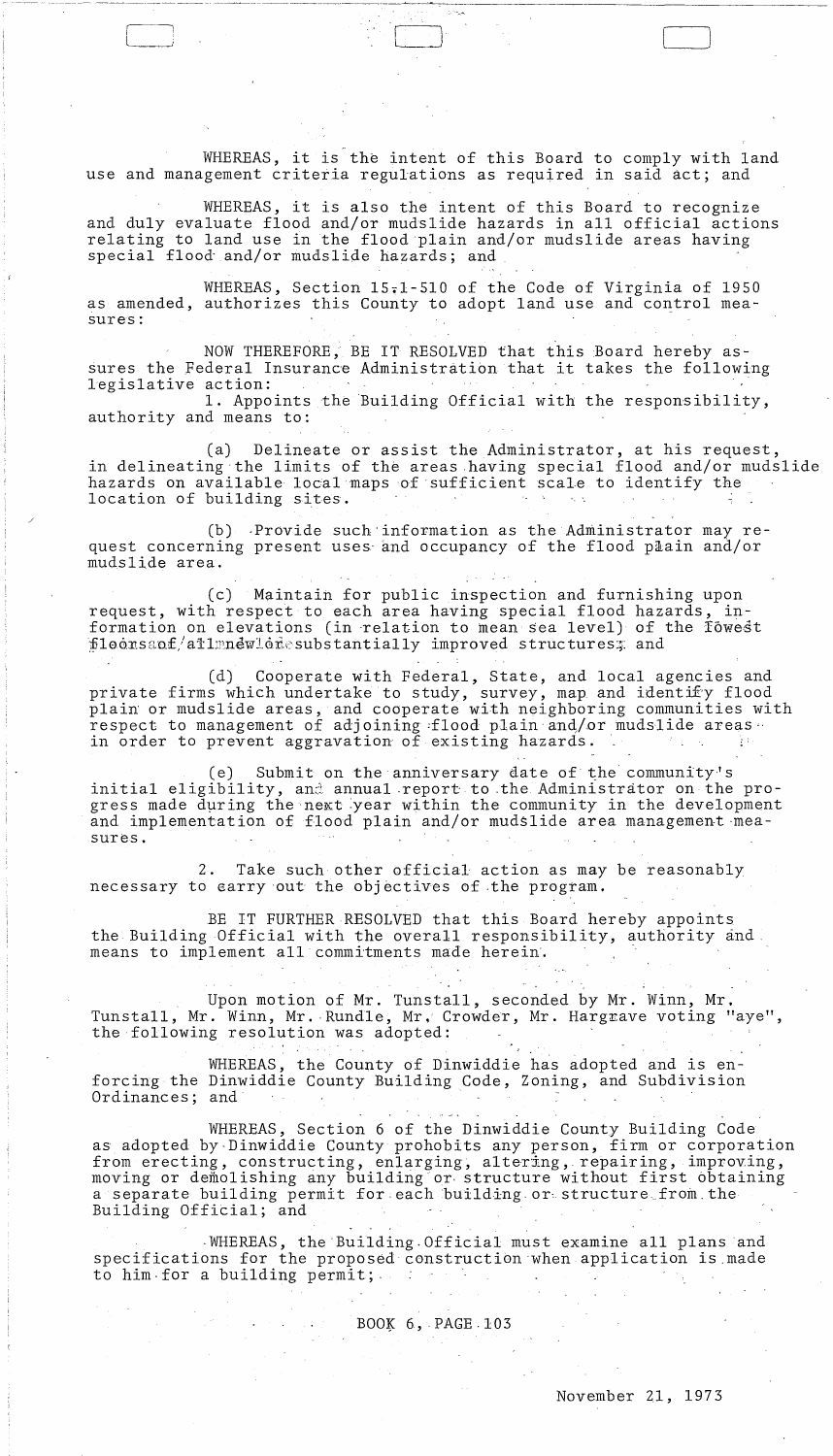WHEREAS, it is the intent of this Board to comply with land use and management criteria regulations as required in said act; and

WHEREAS, it is also the intent of this Board to recognize and duly evaluate flood and/or mudslide hazards in all official actions relating to land use in the flood plain and/or mudslide areas having special flood and/or mudslide hazards; and

WHEREAS, Section 15.1-510 of the Code of Virginia of 1950 as amended, authorizes this County to adopt land use and control measures:

NOW THEREFORE, BE IT RESOLVED that this Board hereby assures the Federal Insurance Administration that it takes the following legislative action:

1. Appoints the Building Official with the responsibility, authority and means to:

(a) Delineate or assist the Administrator, at his request, in delineating the limits of the areas having special flood and/or mudslide hazards on available local maps of sufficient scale to identify the location of building sites.

(b) Provide such information as the Administrator may request concerning present uses and occupancy of the flood plain and/or mudslide area.

(c) Maintain for public inspection and furnishing upon request, with respect to each area having special flood hazards, information on elevations (in relation to mean sea level) of the lowest floors of all new or substantially improved structures; and

(d) Cooperate with Federal, State, and local agencies and private firms which undertake to study, survey, map and identify flood plain or mudslide areas, and cooperate with neighboring communities with respect to management of adjoining flood plain and/or mudslide areas in order to prevent aggravation of existing hazards.

(e) Submit on the anniversary date of the community's initial eligibility, an annual report to the Administrator on the progress made during the next year within the community in the development and implementation of flood plain and/or mudslide area management measures.

2. Take such other official action as may be reasonably necessary to carry out the objectives of the program.

BE IT FURTHER RESOLVED that this Board hereby appoints the Building Official with the overall responsibility, authority and means to implement all commitments made herein.

Upon motion of Mr. Tunstall, seconded by Mr. Winn, Mr. Tunstall, Mr. Winn, Mr. Rundle, Mr. Crowder, Mr. Hargrave voting "aye", the following resolution was adopted:

WHEREAS, the County of Dinwiddie has adopted and is enforcing the Dinwiddie County Building Code, Zoning, and Subdivision Ordinances; and

WHEREAS, Section 6 of the Dinwiddie County Building Code as adopted by Dinwiddie County prohibits any person, firm or corporation from erecting, constructing, enlarging, altering, repairing, improving, moving or demolishing any building or structure without first obtaining a separate building permit for each building or structure from the Building Official; and

WHEREAS, the Building Official must examine all plans and specifications for the proposed construction when application is made to him for a building permit;

BOOK 6, PAGE 103

November 21, 1973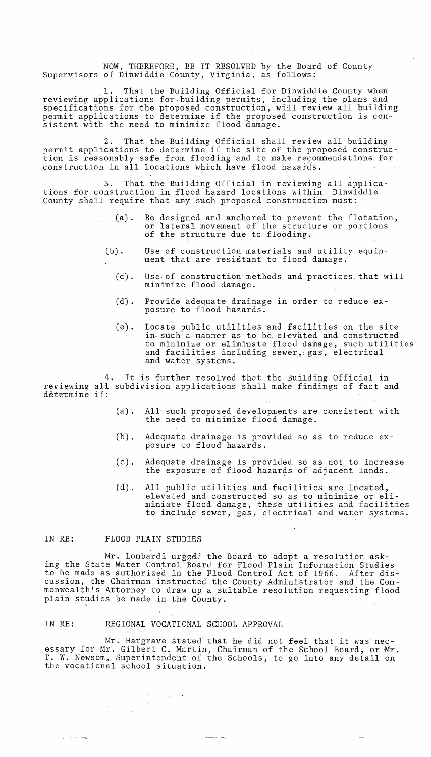NOW, THEREFORE, BE IT RESOLVED by the Board of County Supervisors of Dinwiddie County, Virginia, as follows:

1. That the Building Official for Dinwiddie County when reviewing applications for building permits, including the plans and specifications for the proposed construction, will review all building permit applications to determine if the proposed construction is consistent with the need to minimize flood damage.

2. That the Building Official shall review all building permit applications to determine if the site of the proposed construction is reasonably safe from flooding and to make recommendations for construction in all locations which have flood hazards.

3. That the Building Official in reviewing all applications for construction in flood hazard locations within Dinwiddie County shall require that any such proposed construction must:

(a). Be designed and anchored to prevent the flotation, or lateral movement of the structure or portions of the structure due to flooding.

(b). Use of construction materials and utility equipment that are resistant to flood damage.

(c). Use of construction methods and practices that will minimize flood damage.

(d). Provide adequate drainage in order to reduce exposure to flood hazards.

(e). Locate public utilities and facilities on the site in such a manner as to be elevated and constructed to minimize or eliminate flood damage, such utilities and facilities including sewer, gas, electrical and water systems.

4. It is further resolved that the Building Official in reviewing all subdivision applications shall make findings of fact and determine if:

(a). All such proposed developments are consistent with the need to minimize flood damage.

(b). Adequate drainage is provided so as to reduce exposure to flood hazards.

(c). Adequate drainage is provided so as not to increase the exposure of flood hazards of adjacent lands.

(d). All public utilities and facilities are located, elevated and constructed so as to minimize or eliminiate flood damage, these utilities and facilities to include sewer, gas, electrical and water systems.

IN RE: FLOOD PLAIN STUDIES

Mr. Lombardi urged the Board to adopt a resolution asking the State Water Control Board for Flood Plain Information Studies to be made as authorized in the Flood Control Act of 1966. After discussion, the Chairman instructed the County Administrator and the Commonwealth's Attorney to draw up a suitable resolution requesting flood plain studies be made in the County.

IN RE: REGIONAL VOCATIONAL SCHOOL APPROVAL

Mr. Hargrave stated that he did not feel that it was necessary for Mr. Gilbert C. Martin, Chairman of the School Board, or Mr. T. W. Newsom, Superintendent of the Schools, to go into any detail on the vocational school situation.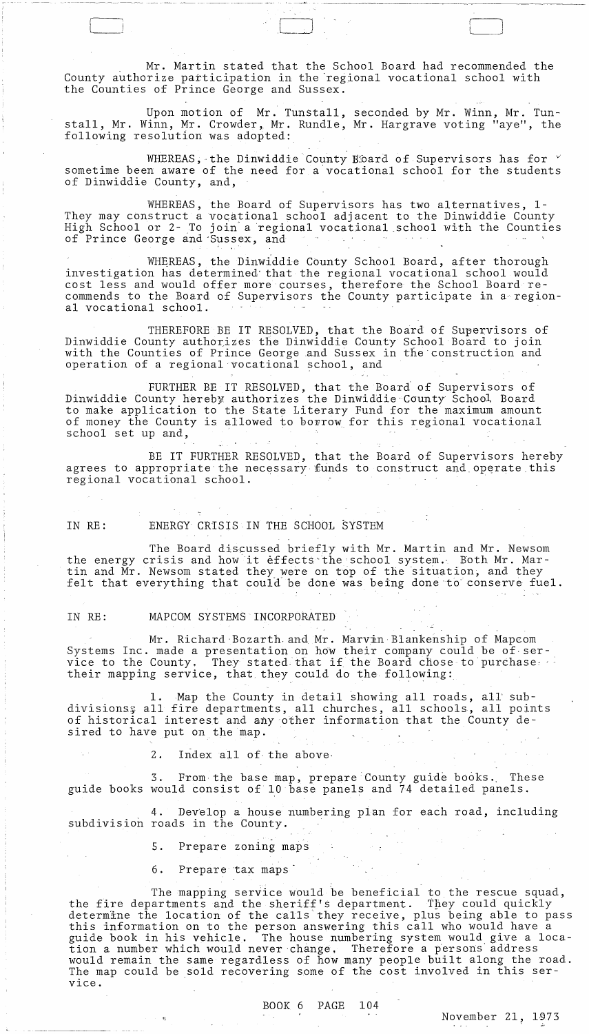Mr. Martin stated that the School Board had recommended the County authorize participation in the regional vocational school with the Counties of Prince George and Sussex.

Upon motion of Mr. Tunstall, seconded by Mr. Winn, Mr. Tunstall, Mr. Winn, Mr. Crowder, Mr. Rundle, Mr. Hargrave voting "aye", the following resolution was adopted:

WHEREAS, the Dinwiddie County Board of Supervisors has for sometime been aware of the need for a vocational school for the students of Dinwiddie County, and,

WHEREAS, the Board of Supervisors has two alternatives, 1- They may construct a vocational school adjacent to the Dinwiddie County High School or 2- To join a regional vocational school with the Counties of Prince George and Sussex, and

WHEREAS, the Dinwiddie County School Board, after thorough investigation has determined that the regional vocational school would cost less and would offer more courses, therefore the School Board recommends to the Board of Supervisors the County participate in a regional vocational school.

THEREFORE BE IT RESOLVED, that the Board of Supervisors of Dinwiddie County authorizes the Dinwiddie County School Board to join with the Counties of Prince George and Sussex in the construction and operation of a regional vocational school, and

FURTHER BE IT RESOLVED, that the Board of Supervisors of Dinwiddie County hereby authorizes the Dinwiddie County School Board to make application to the State Literary Fund for the maximum amount of money the County is allowed to borrow for this regional vocational school set up and,

BE IT FURTHER RESOLVED, that the Board of Supervisors hereby agrees to appropriate the necessary funds to construct and operate this regional vocational school.

IN RE: ENERGY CRISIS IN THE SCHOOL SYSTEM

The Board discussed briefly with Mr. Martin and Mr. Newsom the energy crisis and how it effects the school system. Both Mr. Martin and Mr. Newsom stated they were on top of the situation, and they felt that everything that could be done was being done to conserve fuel.

IN RE: MAPCOM SYSTEMS INCORPORATED

Mr. Richard Bozarth and Mr. Marvin Blankenship of Mapcom Systems Inc. made a presentation on how their company could be of service to the County. They stated that if the Board chose to purchase their mapping service, that they could do the following:

1. Map the County in detail showing all roads, all subdivisions, all fire departments, all churches, all schools, all points of historical interest and any other information that the County desired to have put on the map.

2. Index all of the above.

3. From the base map, prepare County guide books. These guide books would consist of 10 base panels and 74 detailed panels.

4. Develop a house numbering plan for each road, including subdivision roads in the County.

5. Prepare zoning maps

6. Prepare tax maps

The mapping service would be beneficial to the rescue squad, the fire departments and the sheriff's department. They could quickly determine the location of the calls they receive, plus being able to pass this information on to the person answering this call who would have a guide book in his vehicle. The house numbering system would give a location a number which would never change. Therefore a persons address would remain the same regardless of how many people built along the road. The map could be sold recovering some of the cost involved in this service.

BOOK 6 PAGE 104

November 21, 1973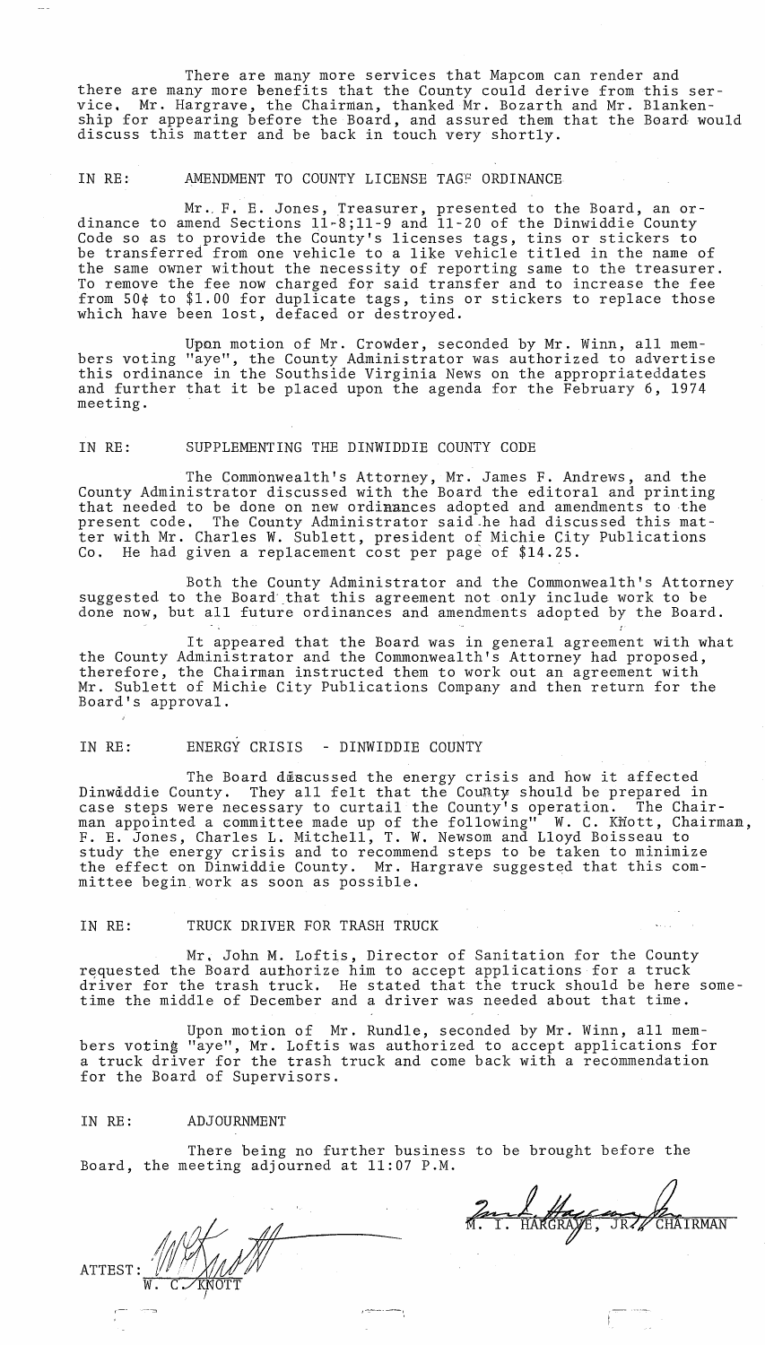There are many more services that Mapcom can render and there are many more benefits that the County could derive from this service. Mr. Hargrave, the Chairman, thanked Mr. Bozarth and Mr. Blankenship for appearing before the Board, and assured them that the Board would discuss this matter and be back in touch very shortly.

IN RE: AMENDMENT TO COUNTY LICENSE TAGE ORDINANCE

Mr. F. E. Jones, Treasurer, presented to the Board, an ordinance to amend Sections 11-8;11-9 and 11-20 of the Dinwiddie County Code so as to provide the County's licenses tags, tins or stickers to be transferred from one vehicle to a like vehicle titled in the name of the same owner without the necessity of reporting same to the treasurer. To remove the fee now charged for said transfer and to increase the fee from 50¢ to $1.00 for duplicate tags, tins or stickers to replace those which have been lost, defaced or destroyed.

Upon motion of Mr. Crowder, seconded by Mr. Winn, all members voting "aye", the County Administrator was authorized to advertise this ordinance in the Southside Virginia News on the appropriateddates and further that it be placed upon the agenda for the February 6, 1974 meeting.

IN RE: SUPPLEMENTING THE DINWIDDIE COUNTY CODE

The Commonwealth's Attorney, Mr. James F. Andrews, and the County Administrator discussed with the Board the editoral and printing that needed to be done on new ordinances adopted and amendments to the present code. The County Administrator said he had discussed this matter with Mr. Charles W. Sublett, president of Michie City Publications Co. He had given a replacement cost per page of $14.25.

Both the County Administrator and the Commonwealth's Attorney suggested to the Board that this agreement not only include work to be done now, but all future ordinances and amendments adopted by the Board.

It appeared that the Board was in general agreement with what the County Administrator and the Commonwealth's Attorney had proposed, therefore, the Chairman instructed them to work out an agreement with Mr. Sublett of Michie City Publications Company and then return for the Board's approval.

IN RE: ENERGY CRISIS - DINWIDDIE COUNTY

The Board discussed the energy crisis and how it affected Dinwiddie County. They all felt that the County should be prepared in case steps were necessary to curtail the County's operation. The Chairman appointed a committee made up of the following" W. C. Knott, Chairman, F. E. Jones, Charles L. Mitchell, T. W. Newsom and Lloyd Boisseau to study the energy crisis and to recommend steps to be taken to minimize the effect on Dinwiddie County. Mr. Hargrave suggested that this committee begin work as soon as possible.

IN RE: TRUCK DRIVER FOR TRASH TRUCK

Mr. John M. Loftis, Director of Sanitation for the County requested the Board authorize him to accept applications for a truck driver for the trash truck. He stated that the truck should be here sometime the middle of December and a driver was needed about that time.

Upon motion of Mr. Rundle, seconded by Mr. Winn, all members voting "aye", Mr. Loftis was authorized to accept applications for a truck driver for the trash truck and come back with a recommendation for the Board of Supervisors.

IN RE: ADJOURNMENT

There being no further business to be brought before the Board, the meeting adjourned at 11:07 P.M.

M. I. HARGRAVE, JR., CHAIRMAN

ATTEST: W. C. KNOTT